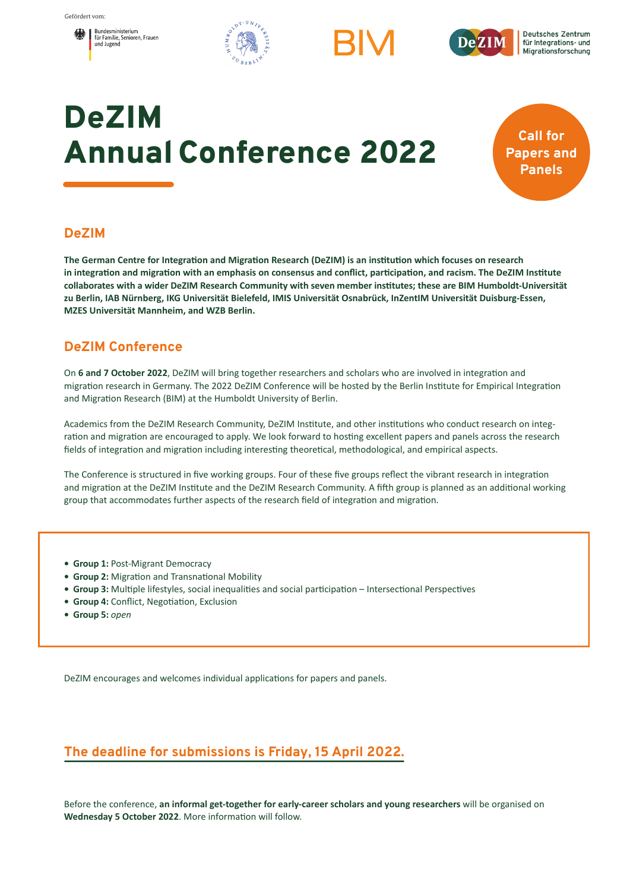Gefördert vom:

Bundesministerium für Familie, Senioren, Frauen und Jugend

BIM

DeZIM Deutsches Zentrum für Integrations- und Migrationsforschung

# DeZIM Annual Conference 2022

**Call for Papers and Panels**

## DeZIM

**The German Centre for Integration and Migration Research (DeZIM) is an institution which focuses on research in integration and migration with an emphasis on consensus and conflict, participation, and racism. The DeZIM Institute collaborates with a wider DeZIM Research Community with seven member institutes; these are BIM Humboldt-Universität zu Berlin, IAB Nürnberg, IKG Universität Bielefeld, IMIS Universität Osnabrück, InZentIM Universität Duisburg-Essen, MZES Universität Mannheim, and WZB Berlin.**

## DeZIM Conference

On **6 and 7 October 2022**, DeZIM will bring together researchers and scholars who are involved in integration and migration research in Germany. The 2022 DeZIM Conference will be hosted by the Berlin Institute for Empirical Integration and Migration Research (BIM) at the Humboldt University of Berlin.

Academics from the DeZIM Research Community, DeZIM Institute, and other institutions who conduct research on integration and migration are encouraged to apply. We look forward to hosting excellent papers and panels across the research fields of integration and migration including interesting theoretical, methodological, and empirical aspects.

The Conference is structured in five working groups. Four of these five groups reflect the vibrant research in integration and migration at the DeZIM Institute and the DeZIM Research Community. A fifth group is planned as an additional working group that accommodates further aspects of the research field of integration and migration.

- **Group 1:** Post-Migrant Democracy
- **Group 2:** Migration and Transnational Mobility
- **Group 3:** Multiple lifestyles, social inequalities and social participation – Intersectional Perspectives
- **Group 4:** Conflict, Negotiation, Exclusion
- **Group 5:** *open*

DeZIM encourages and welcomes individual applications for papers and panels.

## The deadline for submissions is Friday, 15 April 2022.

Before the conference, **an informal get-together for early-career scholars and young researchers** will be organised on **Wednesday 5 October 2022**. More information will follow.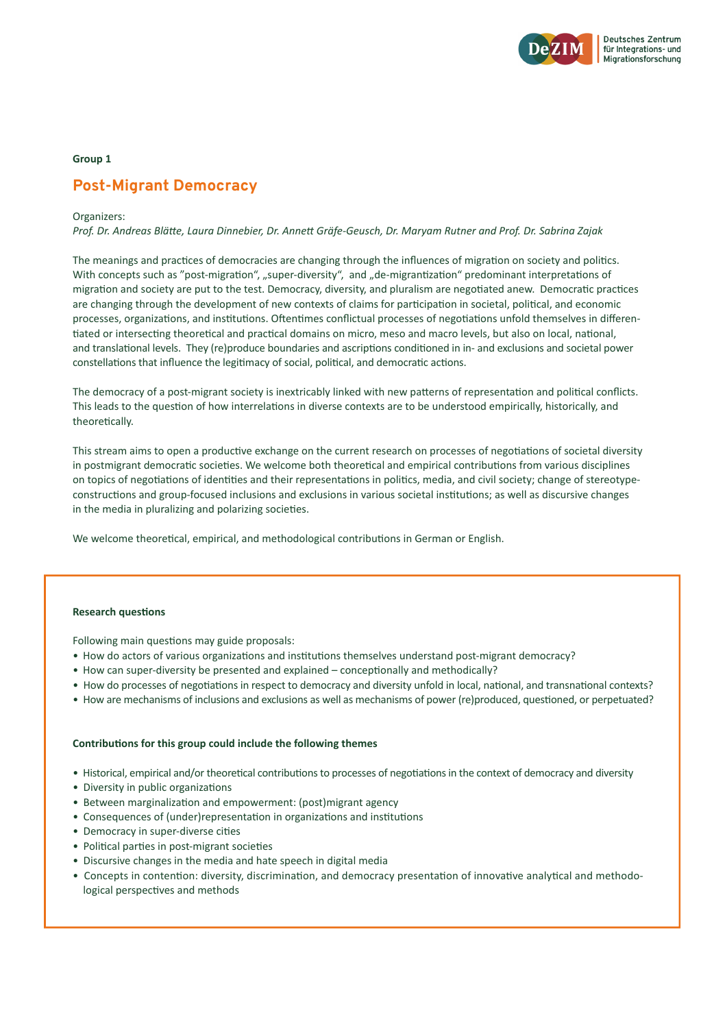**Group 1**

## Post-Migrant Democracy

Organizers:
*Prof. Dr. Andreas Blätte, Laura Dinnebier, Dr. Annett Gräfe-Geusch, Dr. Maryam Rutner and Prof. Dr. Sabrina Zajak*

The meanings and practices of democracies are changing through the influences of migration on society and politics. With concepts such as "post-migration", „super-diversity", and „de-migrantization" predominant interpretations of migration and society are put to the test. Democracy, diversity, and pluralism are negotiated anew. Democratic practices are changing through the development of new contexts of claims for participation in societal, political, and economic processes, organizations, and institutions. Oftentimes conflictual processes of negotiations unfold themselves in differentiated or intersecting theoretical and practical domains on micro, meso and macro levels, but also on local, national, and translational levels. They (re)produce boundaries and ascriptions conditioned in in- and exclusions and societal power constellations that influence the legitimacy of social, political, and democratic actions.

The democracy of a post-migrant society is inextricably linked with new patterns of representation and political conflicts. This leads to the question of how interrelations in diverse contexts are to be understood empirically, historically, and theoretically.

This stream aims to open a productive exchange on the current research on processes of negotiations of societal diversity in postmigrant democratic societies. We welcome both theoretical and empirical contributions from various disciplines on topics of negotiations of identities and their representations in politics, media, and civil society; change of stereotype-constructions and group-focused inclusions and exclusions in various societal institutions; as well as discursive changes in the media in pluralizing and polarizing societies.

We welcome theoretical, empirical, and methodological contributions in German or English.

**Research questions**

Following main questions may guide proposals:

- How do actors of various organizations and institutions themselves understand post-migrant democracy?
- How can super-diversity be presented and explained – conceptionally and methodically?
- How do processes of negotiations in respect to democracy and diversity unfold in local, national, and transnational contexts?
- How are mechanisms of inclusions and exclusions as well as mechanisms of power (re)produced, questioned, or perpetuated?

**Contributions for this group could include the following themes**

- Historical, empirical and/or theoretical contributions to processes of negotiations in the context of democracy and diversity
- Diversity in public organizations
- Between marginalization and empowerment: (post)migrant agency
- Consequences of (under)representation in organizations and institutions
- Democracy in super-diverse cities
- Political parties in post-migrant societies
- Discursive changes in the media and hate speech in digital media
- Concepts in contention: diversity, discrimination, and democracy presentation of innovative analytical and methodological perspectives and methods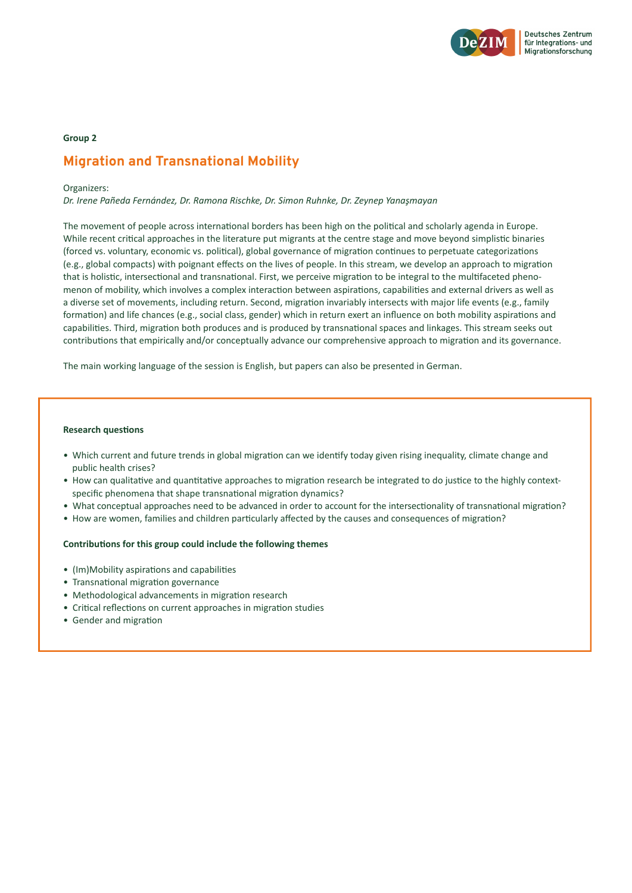**Group 2**

## Migration and Transnational Mobility

Organizers:
*Dr. Irene Pañeda Fernández, Dr. Ramona Rischke, Dr. Simon Ruhnke, Dr. Zeynep Yanaşmayan*

The movement of people across international borders has been high on the political and scholarly agenda in Europe. While recent critical approaches in the literature put migrants at the centre stage and move beyond simplistic binaries (forced vs. voluntary, economic vs. political), global governance of migration continues to perpetuate categorizations (e.g., global compacts) with poignant effects on the lives of people. In this stream, we develop an approach to migration that is holistic, intersectional and transnational. First, we perceive migration to be integral to the multifaceted phenomenon of mobility, which involves a complex interaction between aspirations, capabilities and external drivers as well as a diverse set of movements, including return. Second, migration invariably intersects with major life events (e.g., family formation) and life chances (e.g., social class, gender) which in return exert an influence on both mobility aspirations and capabilities. Third, migration both produces and is produced by transnational spaces and linkages. This stream seeks out contributions that empirically and/or conceptually advance our comprehensive approach to migration and its governance.

The main working language of the session is English, but papers can also be presented in German.

**Research questions**

- Which current and future trends in global migration can we identify today given rising inequality, climate change and public health crises?
- How can qualitative and quantitative approaches to migration research be integrated to do justice to the highly context-specific phenomena that shape transnational migration dynamics?
- What conceptual approaches need to be advanced in order to account for the intersectionality of transnational migration?
- How are women, families and children particularly affected by the causes and consequences of migration?

**Contributions for this group could include the following themes**

- (Im)Mobility aspirations and capabilities
- Transnational migration governance
- Methodological advancements in migration research
- Critical reflections on current approaches in migration studies
- Gender and migration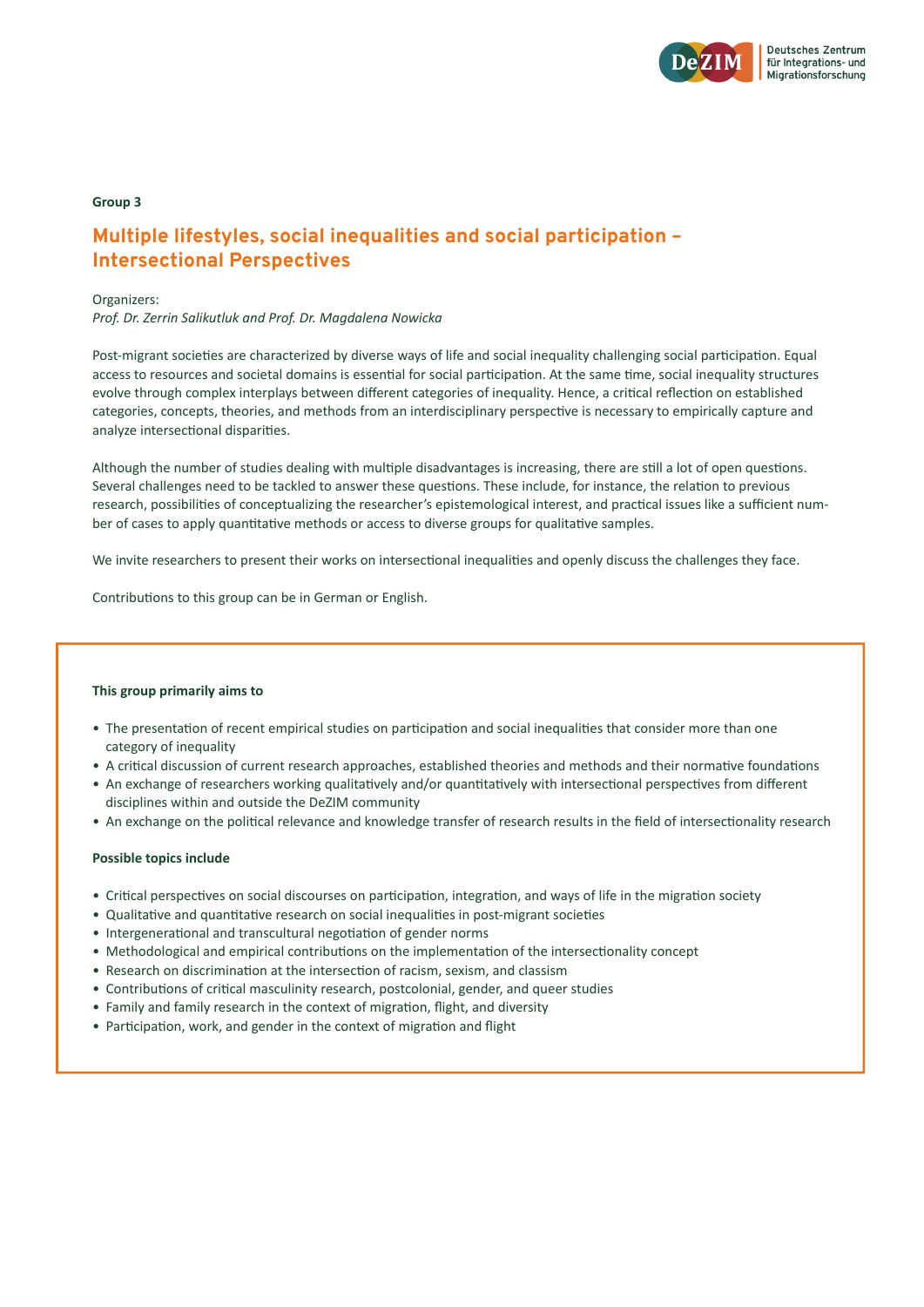**Group 3**

## Multiple lifestyles, social inequalities and social participation – Intersectional Perspectives

Organizers:
*Prof. Dr. Zerrin Salikutluk and Prof. Dr. Magdalena Nowicka*

Post-migrant societies are characterized by diverse ways of life and social inequality challenging social participation. Equal access to resources and societal domains is essential for social participation. At the same time, social inequality structures evolve through complex interplays between different categories of inequality. Hence, a critical reflection on established categories, concepts, theories, and methods from an interdisciplinary perspective is necessary to empirically capture and analyze intersectional disparities.

Although the number of studies dealing with multiple disadvantages is increasing, there are still a lot of open questions. Several challenges need to be tackled to answer these questions. These include, for instance, the relation to previous research, possibilities of conceptualizing the researcher's epistemological interest, and practical issues like a sufficient number of cases to apply quantitative methods or access to diverse groups for qualitative samples.

We invite researchers to present their works on intersectional inequalities and openly discuss the challenges they face.

Contributions to this group can be in German or English.

**This group primarily aims to**

- The presentation of recent empirical studies on participation and social inequalities that consider more than one category of inequality
- A critical discussion of current research approaches, established theories and methods and their normative foundations
- An exchange of researchers working qualitatively and/or quantitatively with intersectional perspectives from different disciplines within and outside the DeZIM community
- An exchange on the political relevance and knowledge transfer of research results in the field of intersectionality research

**Possible topics include**

- Critical perspectives on social discourses on participation, integration, and ways of life in the migration society
- Qualitative and quantitative research on social inequalities in post-migrant societies
- Intergenerational and transcultural negotiation of gender norms
- Methodological and empirical contributions on the implementation of the intersectionality concept
- Research on discrimination at the intersection of racism, sexism, and classism
- Contributions of critical masculinity research, postcolonial, gender, and queer studies
- Family and family research in the context of migration, flight, and diversity
- Participation, work, and gender in the context of migration and flight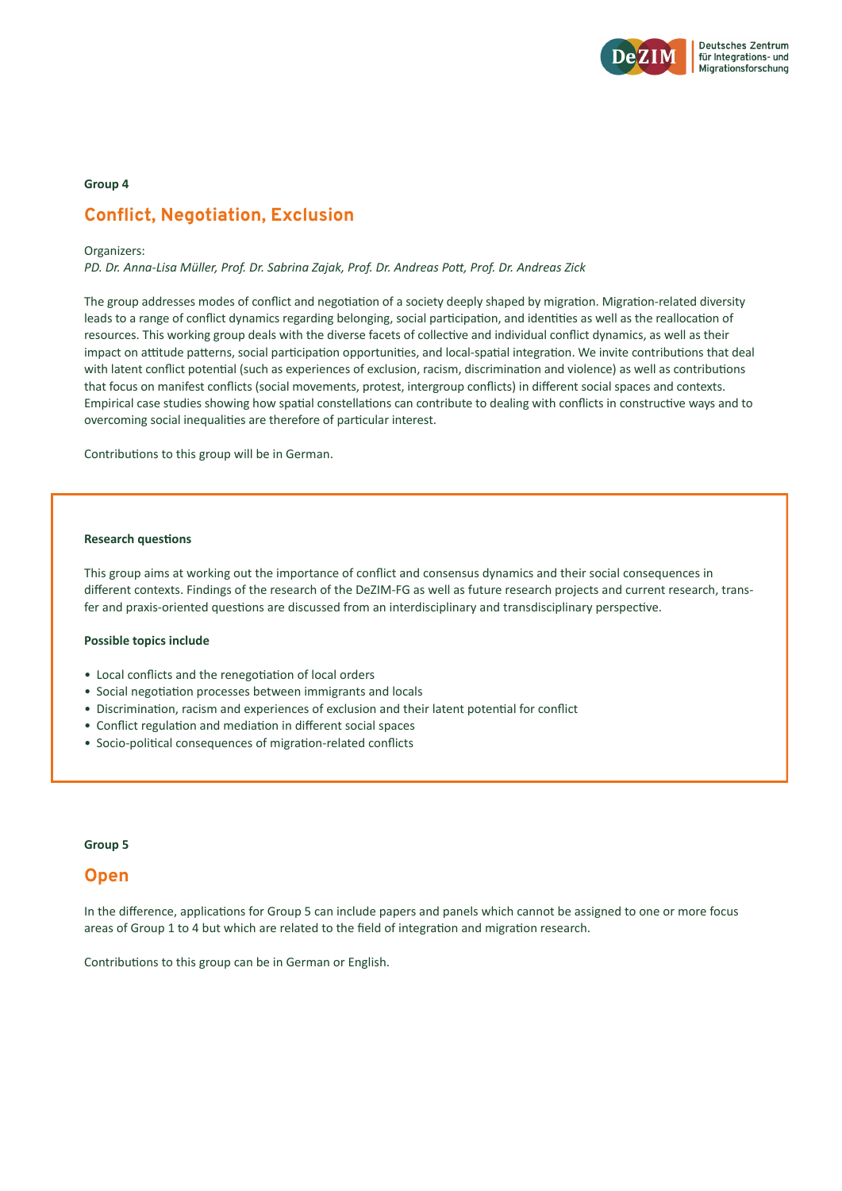**Group 4**

## Conflict, Negotiation, Exclusion

Organizers:
*PD. Dr. Anna-Lisa Müller, Prof. Dr. Sabrina Zajak, Prof. Dr. Andreas Pott, Prof. Dr. Andreas Zick*

The group addresses modes of conflict and negotiation of a society deeply shaped by migration. Migration-related diversity leads to a range of conflict dynamics regarding belonging, social participation, and identities as well as the reallocation of resources. This working group deals with the diverse facets of collective and individual conflict dynamics, as well as their impact on attitude patterns, social participation opportunities, and local-spatial integration. We invite contributions that deal with latent conflict potential (such as experiences of exclusion, racism, discrimination and violence) as well as contributions that focus on manifest conflicts (social movements, protest, intergroup conflicts) in different social spaces and contexts. Empirical case studies showing how spatial constellations can contribute to dealing with conflicts in constructive ways and to overcoming social inequalities are therefore of particular interest.

Contributions to this group will be in German.

**Research questions**

This group aims at working out the importance of conflict and consensus dynamics and their social consequences in different contexts. Findings of the research of the DeZIM-FG as well as future research projects and current research, transfer and praxis-oriented questions are discussed from an interdisciplinary and transdisciplinary perspective.

**Possible topics include**

- Local conflicts and the renegotiation of local orders
- Social negotiation processes between immigrants and locals
- Discrimination, racism and experiences of exclusion and their latent potential for conflict
- Conflict regulation and mediation in different social spaces
- Socio-political consequences of migration-related conflicts

**Group 5**

## Open

In the difference, applications for Group 5 can include papers and panels which cannot be assigned to one or more focus areas of Group 1 to 4 but which are related to the field of integration and migration research.

Contributions to this group can be in German or English.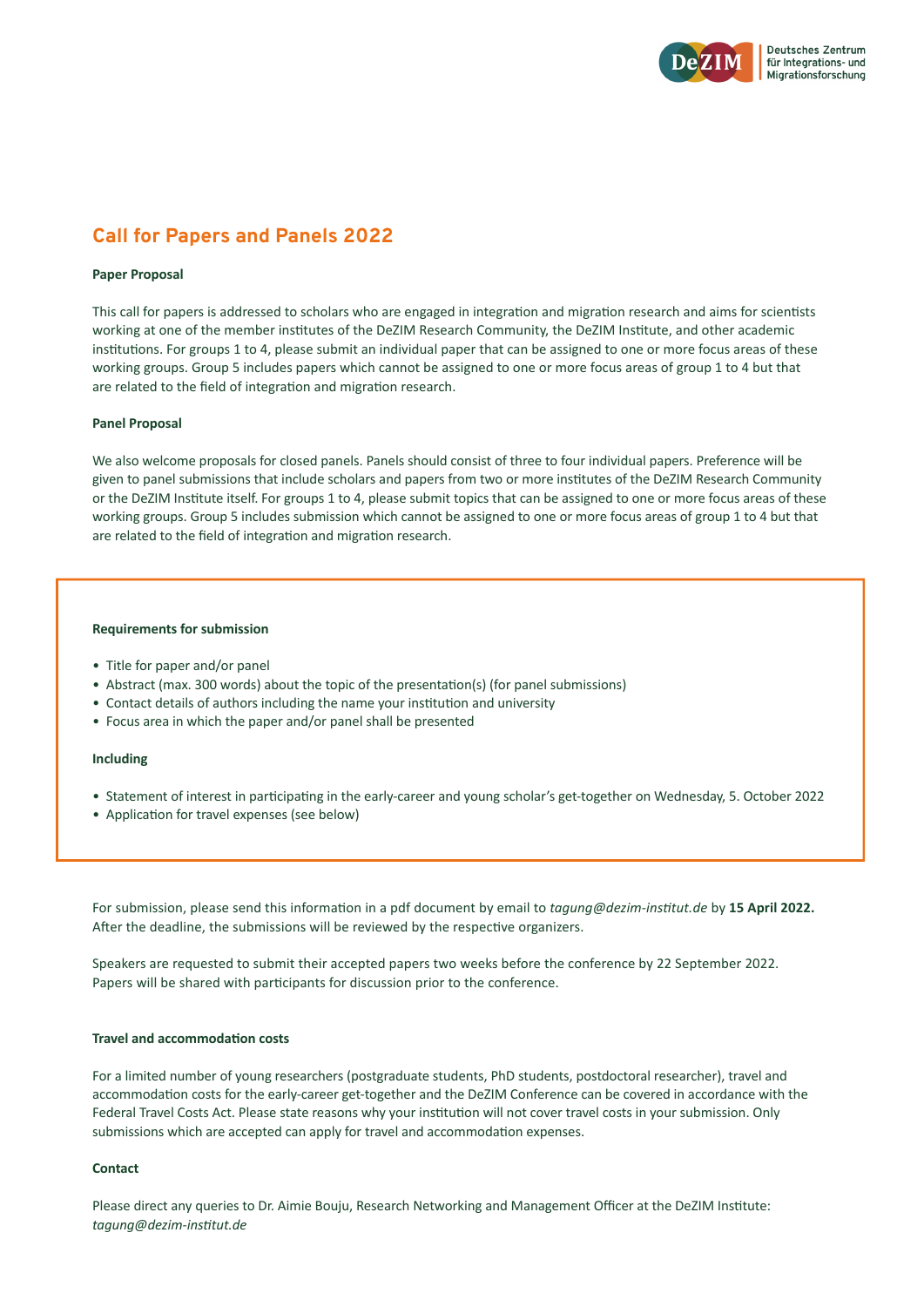## Call for Papers and Panels 2022

**Paper Proposal**

This call for papers is addressed to scholars who are engaged in integration and migration research and aims for scientists working at one of the member institutes of the DeZIM Research Community, the DeZIM Institute, and other academic institutions. For groups 1 to 4, please submit an individual paper that can be assigned to one or more focus areas of these working groups. Group 5 includes papers which cannot be assigned to one or more focus areas of group 1 to 4 but that are related to the field of integration and migration research.

**Panel Proposal**

We also welcome proposals for closed panels. Panels should consist of three to four individual papers. Preference will be given to panel submissions that include scholars and papers from two or more institutes of the DeZIM Research Community or the DeZIM Institute itself. For groups 1 to 4, please submit topics that can be assigned to one or more focus areas of these working groups. Group 5 includes submission which cannot be assigned to one or more focus areas of group 1 to 4 but that are related to the field of integration and migration research.

**Requirements for submission**

- Title for paper and/or panel
- Abstract (max. 300 words) about the topic of the presentation(s) (for panel submissions)
- Contact details of authors including the name your institution and university
- Focus area in which the paper and/or panel shall be presented

**Including**

- Statement of interest in participating in the early-career and young scholar's get-together on Wednesday, 5. October 2022
- Application for travel expenses (see below)

For submission, please send this information in a pdf document by email to *tagung@dezim-institut.de* by **15 April 2022.** After the deadline, the submissions will be reviewed by the respective organizers.

Speakers are requested to submit their accepted papers two weeks before the conference by 22 September 2022. Papers will be shared with participants for discussion prior to the conference.

**Travel and accommodation costs**

For a limited number of young researchers (postgraduate students, PhD students, postdoctoral researcher), travel and accommodation costs for the early-career get-together and the DeZIM Conference can be covered in accordance with the Federal Travel Costs Act. Please state reasons why your institution will not cover travel costs in your submission. Only submissions which are accepted can apply for travel and accommodation expenses.

**Contact**

Please direct any queries to Dr. Aimie Bouju, Research Networking and Management Officer at the DeZIM Institute: *tagung@dezim-institut.de*